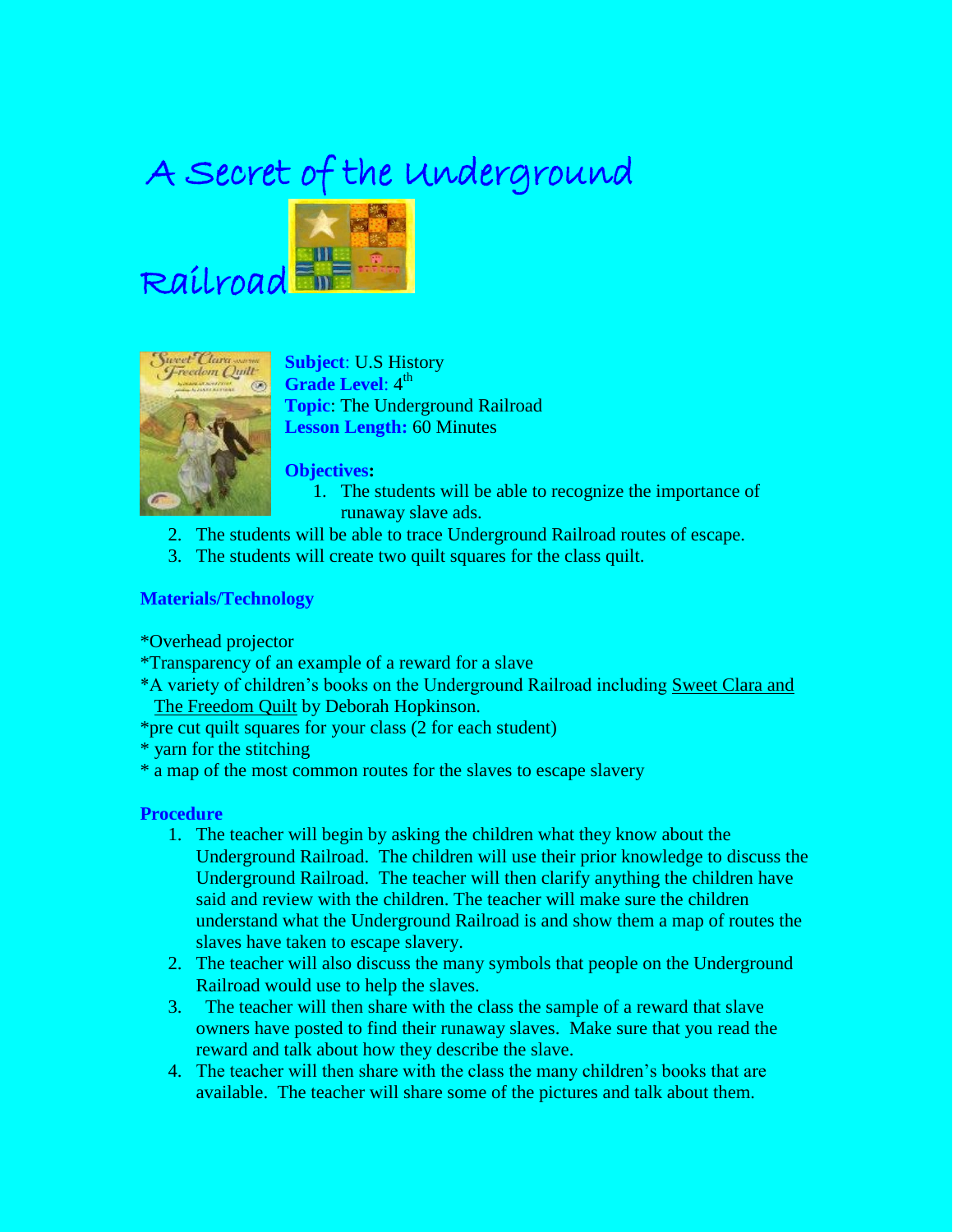# A Secret of the Underground Railroad

**Subject**: U.S History
**Grade Level**: 4th
**Topic**: The Underground Railroad
**Lesson Length:** 60 Minutes

**Objectives:**

1. The students will be able to recognize the importance of runaway slave ads.
2. The students will be able to trace Underground Railroad routes of escape.
3. The students will create two quilt squares for the class quilt.

## Materials/Technology

*Overhead projector
*Transparency of an example of a reward for a slave
*A variety of children's books on the Underground Railroad including Sweet Clara and The Freedom Quilt by Deborah Hopkinson.
*pre cut quilt squares for your class (2 for each student)
* yarn for the stitching
* a map of the most common routes for the slaves to escape slavery

## Procedure

1. The teacher will begin by asking the children what they know about the Underground Railroad. The children will use their prior knowledge to discuss the Underground Railroad. The teacher will then clarify anything the children have said and review with the children. The teacher will make sure the children understand what the Underground Railroad is and show them a map of routes the slaves have taken to escape slavery.
2. The teacher will also discuss the many symbols that people on the Underground Railroad would use to help the slaves.
3. The teacher will then share with the class the sample of a reward that slave owners have posted to find their runaway slaves. Make sure that you read the reward and talk about how they describe the slave.
4. The teacher will then share with the class the many children's books that are available. The teacher will share some of the pictures and talk about them.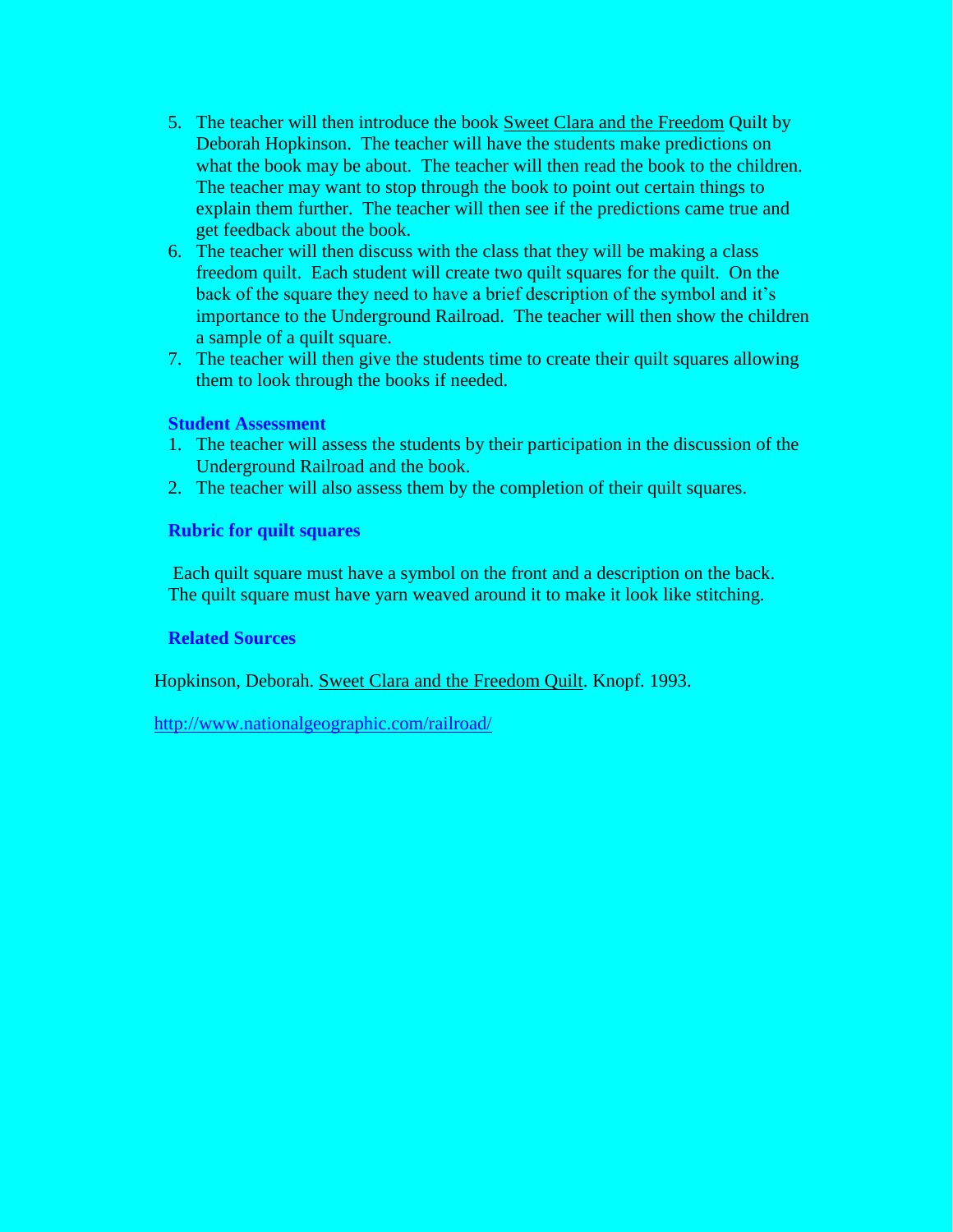5. The teacher will then introduce the book Sweet Clara and the Freedom Quilt by Deborah Hopkinson. The teacher will have the students make predictions on what the book may be about. The teacher will then read the book to the children. The teacher may want to stop through the book to point out certain things to explain them further. The teacher will then see if the predictions came true and get feedback about the book.
6. The teacher will then discuss with the class that they will be making a class freedom quilt. Each student will create two quilt squares for the quilt. On the back of the square they need to have a brief description of the symbol and it's importance to the Underground Railroad. The teacher will then show the children a sample of a quilt square.
7. The teacher will then give the students time to create their quilt squares allowing them to look through the books if needed.

**Student Assessment**

1. The teacher will assess the students by their participation in the discussion of the Underground Railroad and the book.
2. The teacher will also assess them by the completion of their quilt squares.

**Rubric for quilt squares**

Each quilt square must have a symbol on the front and a description on the back. The quilt square must have yarn weaved around it to make it look like stitching.

**Related Sources**

Hopkinson, Deborah. Sweet Clara and the Freedom Quilt. Knopf. 1993.

http://www.nationalgeographic.com/railroad/